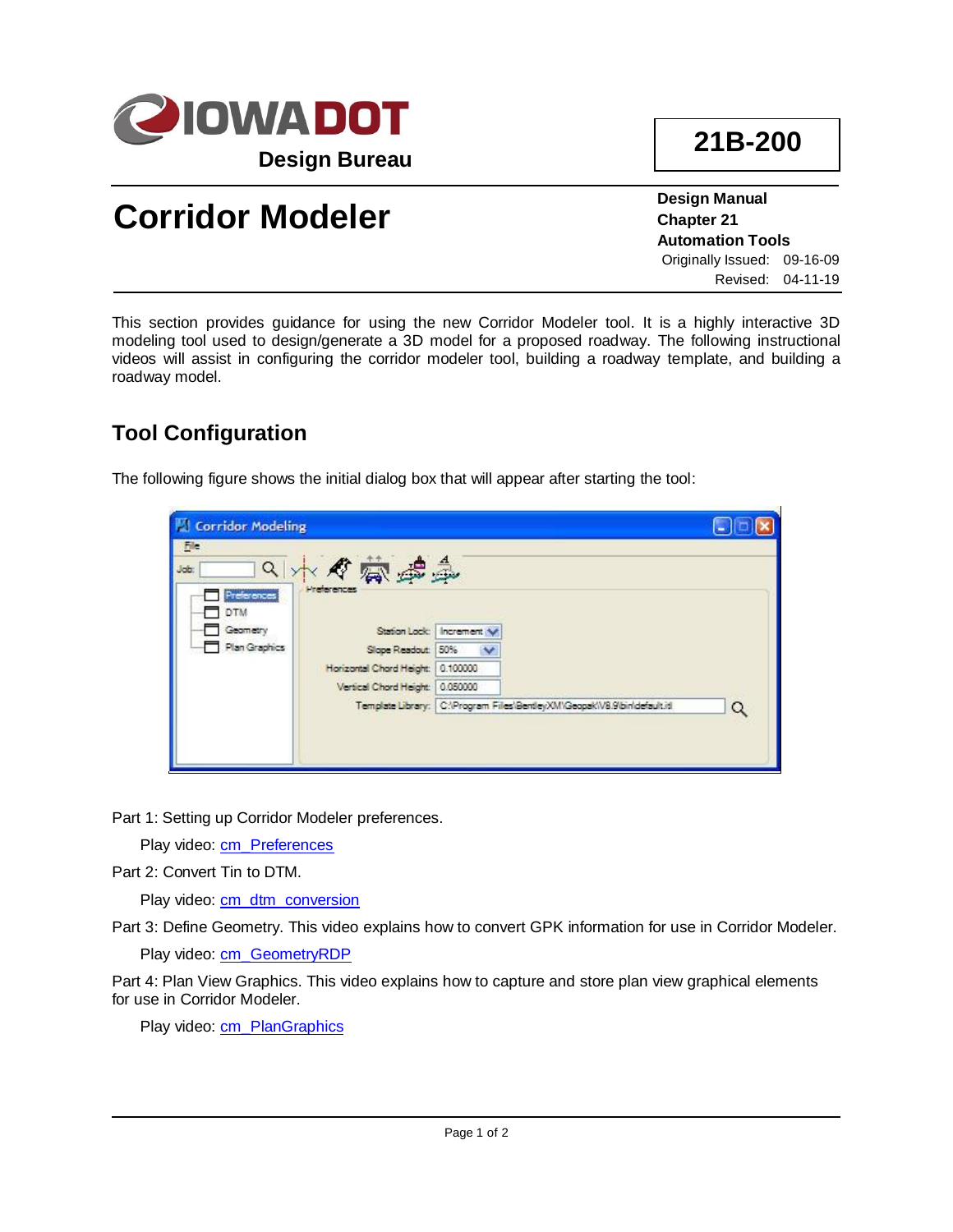**Design Bureau**

**21B-200**

# Corridor Modeler

**Design Manual**
**Chapter 21**
**Automation Tools**
Originally Issued: 09-16-09
Revised: 04-11-19

This section provides guidance for using the new Corridor Modeler tool. It is a highly interactive 3D modeling tool used to design/generate a 3D model for a proposed roadway. The following instructional videos will assist in configuring the corridor modeler tool, building a roadway template, and building a roadway model.

## Tool Configuration

The following figure shows the initial dialog box that will appear after starting the tool:

Part 1: Setting up Corridor Modeler preferences.

Play video: cm_Preferences

Part 2: Convert Tin to DTM.

Play video: cm_dtm_conversion

Part 3: Define Geometry. This video explains how to convert GPK information for use in Corridor Modeler.

Play video: cm_GeometryRDP

Part 4: Plan View Graphics. This video explains how to capture and store plan view graphical elements for use in Corridor Modeler.

Play video: cm_PlanGraphics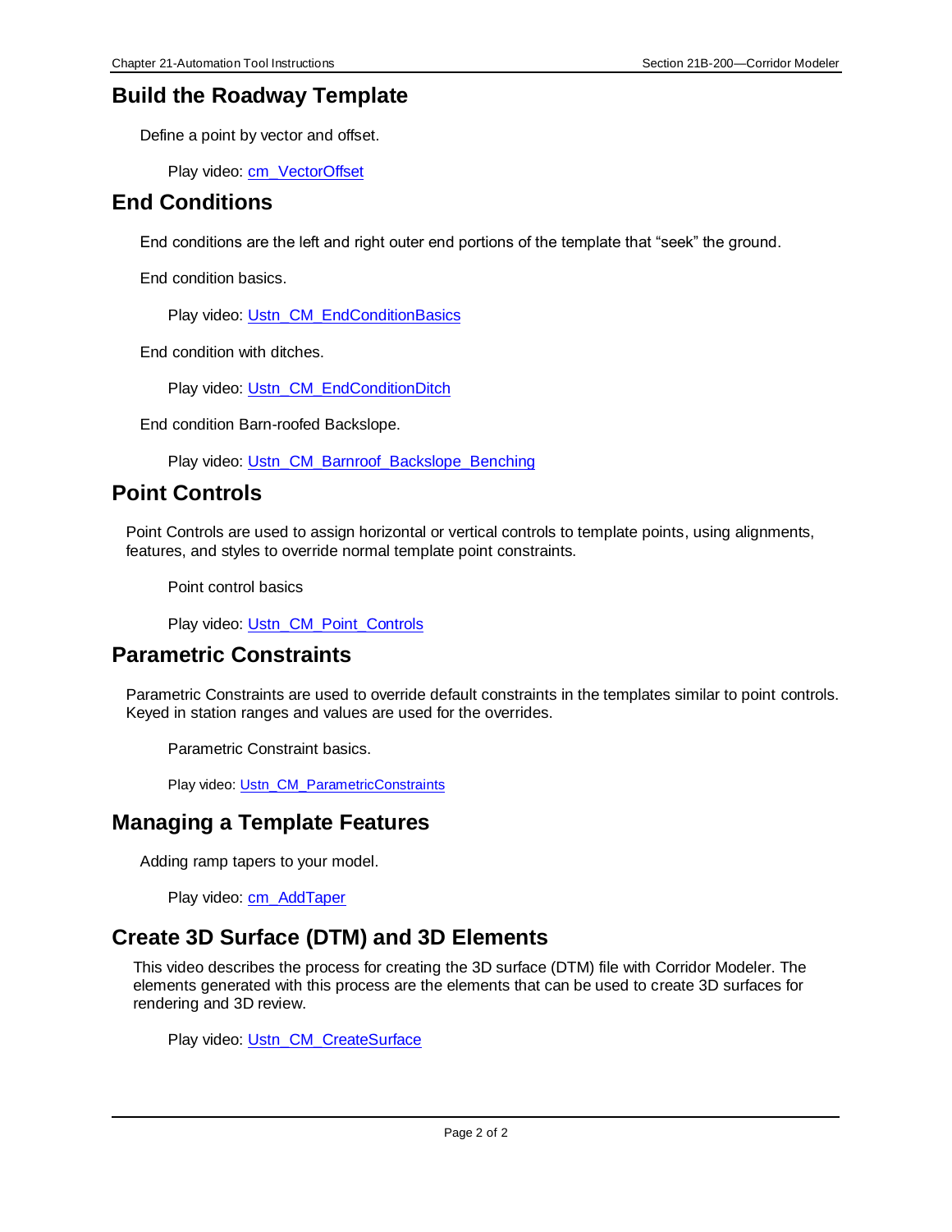## Build the Roadway Template

Define a point by vector and offset.

Play video: cm_VectorOffset

## End Conditions

End conditions are the left and right outer end portions of the template that “seek” the ground.

End condition basics.

Play video: Ustn_CM_EndConditionBasics

End condition with ditches.

Play video: Ustn_CM_EndConditionDitch

End condition Barn-roofed Backslope.

Play video: Ustn_CM_Barnroof_Backslope_Benching

## Point Controls

Point Controls are used to assign horizontal or vertical controls to template points, using alignments, features, and styles to override normal template point constraints.

Point control basics

Play video: Ustn_CM_Point_Controls

## Parametric Constraints

Parametric Constraints are used to override default constraints in the templates similar to point controls. Keyed in station ranges and values are used for the overrides.

Parametric Constraint basics.

Play video: Ustn_CM_ParametricConstraints

## Managing a Template Features

Adding ramp tapers to your model.

Play video: cm_AddTaper

## Create 3D Surface (DTM) and 3D Elements

This video describes the process for creating the 3D surface (DTM) file with Corridor Modeler. The elements generated with this process are the elements that can be used to create 3D surfaces for rendering and 3D review.

Play video: Ustn_CM_CreateSurface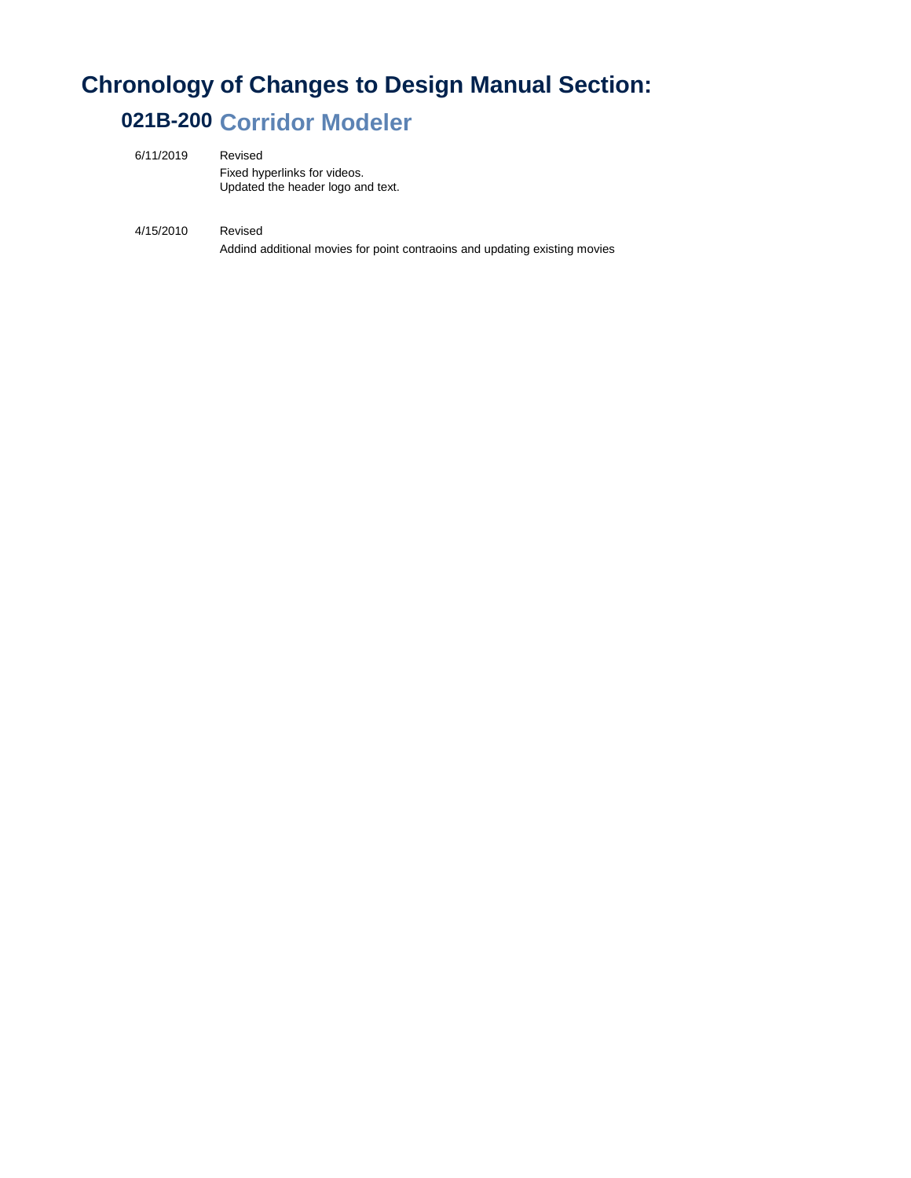# Chronology of Changes to Design Manual Section:

## 021B-200 Corridor Modeler

| | | |
|---|---|---|
| 6/11/2019 | Revised | Fixed hyperlinks for videos.<br>Updated the header logo and text. |
| 4/15/2010 | Revised | Addind additional movies for point contraoins and updating existing movies |